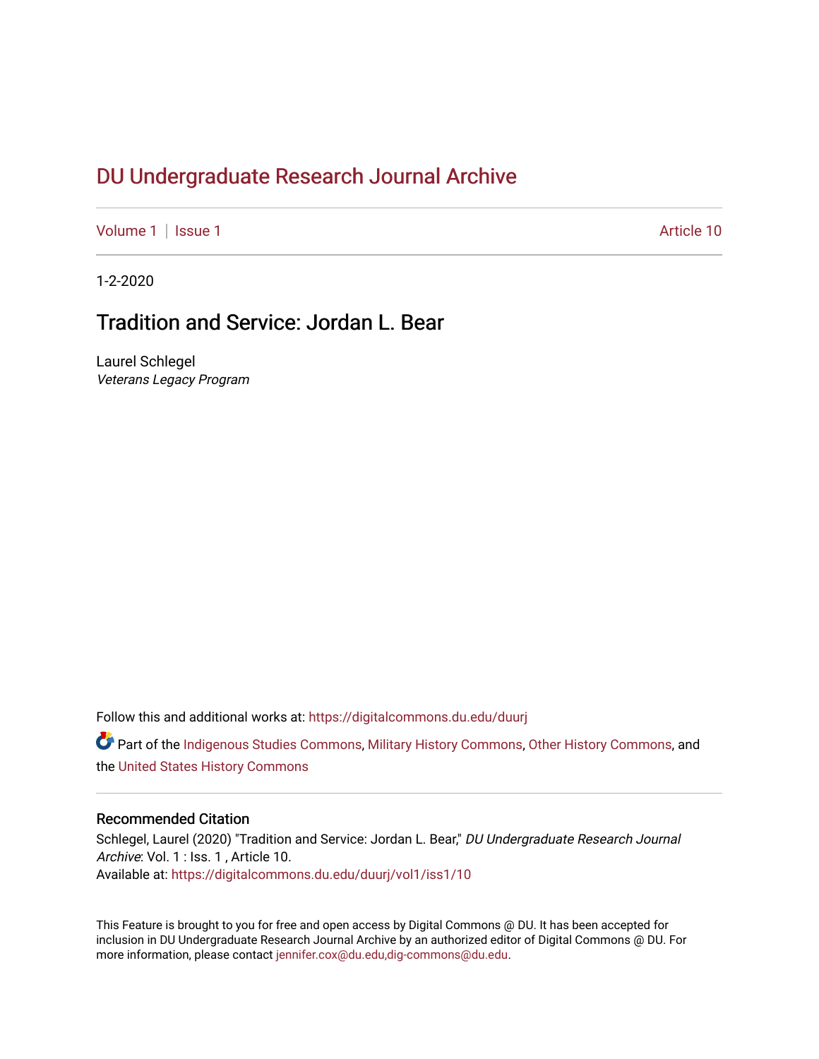# DU Undergraduate Research Journal Archive

Volume 1 | Issue 1 Article 10

1-2-2020

## Tradition and Service: Jordan L. Bear

Laurel Schlegel
*Veterans Legacy Program*

Follow this and additional works at: https://digitalcommons.du.edu/duurj

Part of the Indigenous Studies Commons, Military History Commons, Other History Commons, and the United States History Commons

### Recommended Citation

Schlegel, Laurel (2020) "Tradition and Service: Jordan L. Bear," *DU Undergraduate Research Journal Archive*: Vol. 1 : Iss. 1 , Article 10.
Available at: https://digitalcommons.du.edu/duurj/vol1/iss1/10

This Feature is brought to you for free and open access by Digital Commons @ DU. It has been accepted for inclusion in DU Undergraduate Research Journal Archive by an authorized editor of Digital Commons @ DU. For more information, please contact jennifer.cox@du.edu,dig-commons@du.edu.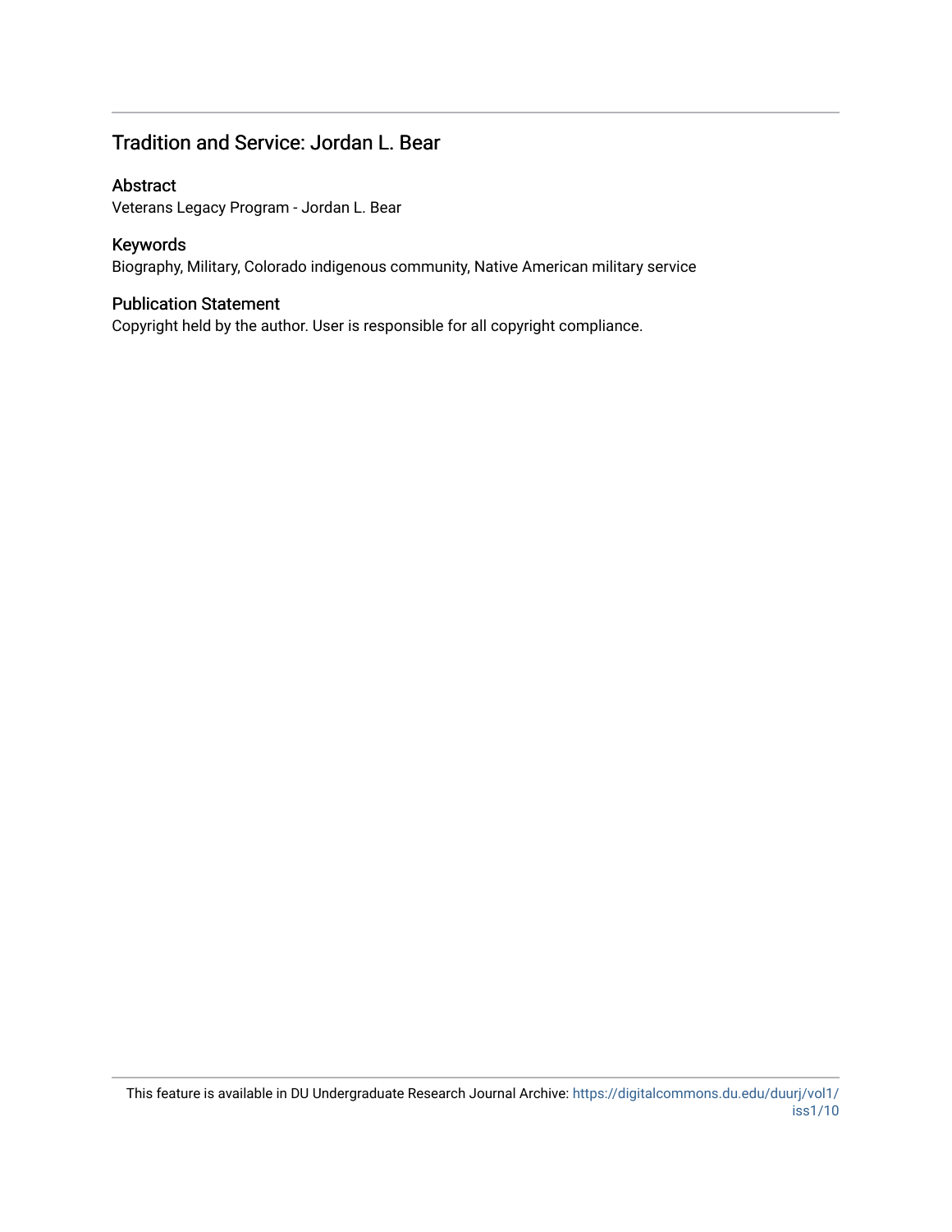## Tradition and Service: Jordan L. Bear

### Abstract

Veterans Legacy Program - Jordan L. Bear

### Keywords

Biography, Military, Colorado indigenous community, Native American military service

### Publication Statement

Copyright held by the author. User is responsible for all copyright compliance.

This feature is available in DU Undergraduate Research Journal Archive: https://digitalcommons.du.edu/duurj/vol1/iss1/10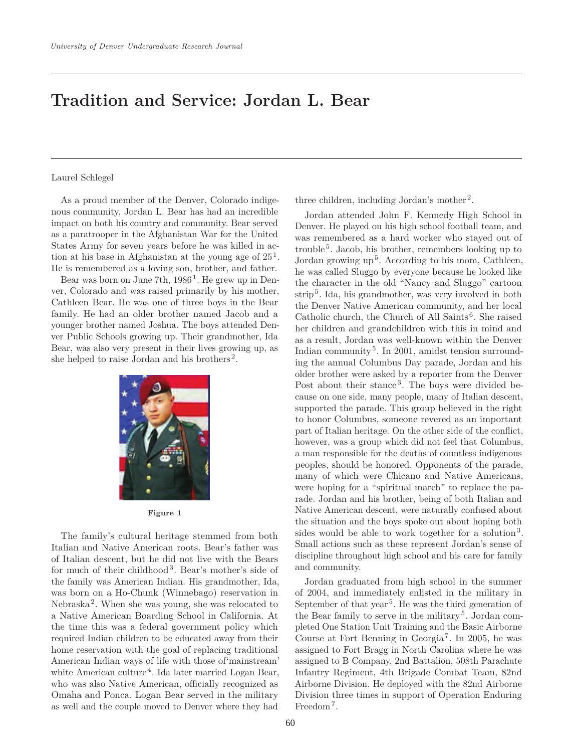# Tradition and Service: Jordan L. Bear

Laurel Schlegel

As a proud member of the Denver, Colorado indigenous community, Jordan L. Bear has had an incredible impact on both his country and community. Bear served as a paratrooper in the Afghanistan War for the United States Army for seven years before he was killed in action at his base in Afghanistan at the young age of 25[1]. He is remembered as a loving son, brother, and father.

Bear was born on June 7th, 1986[1]. He grew up in Denver, Colorado and was raised primarily by his mother, Cathleen Bear. He was one of three boys in the Bear family. He had an older brother named Jacob and a younger brother named Joshua. The boys attended Denver Public Schools growing up. Their grandmother, Ida Bear, was also very present in their lives growing up, as she helped to raise Jordan and his brothers[2].

Figure 1

The family's cultural heritage stemmed from both Italian and Native American roots. Bear's father was of Italian descent, but he did not live with the Bears for much of their childhood[3]. Bear's mother's side of the family was American Indian. His grandmother, Ida, was born on a Ho-Chunk (Winnebago) reservation in Nebraska[2]. When she was young, she was relocated to a Native American Boarding School in California. At the time this was a federal government policy which required Indian children to be educated away from their home reservation with the goal of replacing traditional American Indian ways of life with those of'mainstream' white American culture[4]. Ida later married Logan Bear, who was also Native American, officially recognized as Omaha and Ponca. Logan Bear served in the military as well and the couple moved to Denver where they had three children, including Jordan's mother[2].

Jordan attended John F. Kennedy High School in Denver. He played on his high school football team, and was remembered as a hard worker who stayed out of trouble[5]. Jacob, his brother, remembers looking up to Jordan growing up[5]. According to his mom, Cathleen, he was called Sluggo by everyone because he looked like the character in the old "Nancy and Sluggo" cartoon strip[5]. Ida, his grandmother, was very involved in both the Denver Native American community, and her local Catholic church, the Church of All Saints[6]. She raised her children and grandchildren with this in mind and as a result, Jordan was well-known within the Denver Indian community[5]. In 2001, amidst tension surrounding the annual Columbus Day parade, Jordan and his older brother were asked by a reporter from the Denver Post about their stance[3]. The boys were divided because on one side, many people, many of Italian descent, supported the parade. This group believed in the right to honor Columbus, someone revered as an important part of Italian heritage. On the other side of the conflict, however, was a group which did not feel that Columbus, a man responsible for the deaths of countless indigenous peoples, should be honored. Opponents of the parade, many of which were Chicano and Native Americans, were hoping for a "spiritual march" to replace the parade. Jordan and his brother, being of both Italian and Native American descent, were naturally confused about the situation and the boys spoke out about hoping both sides would be able to work together for a solution[3]. Small actions such as these represent Jordan's sense of discipline throughout high school and his care for family and community.

Jordan graduated from high school in the summer of 2004, and immediately enlisted in the military in September of that year[5]. He was the third generation of the Bear family to serve in the military[5]. Jordan completed One Station Unit Training and the Basic Airborne Course at Fort Benning in Georgia[7]. In 2005, he was assigned to Fort Bragg in North Carolina where he was assigned to B Company, 2nd Battalion, 508th Parachute Infantry Regiment, 4th Brigade Combat Team, 82nd Airborne Division. He deployed with the 82nd Airborne Division three times in support of Operation Enduring Freedom[7].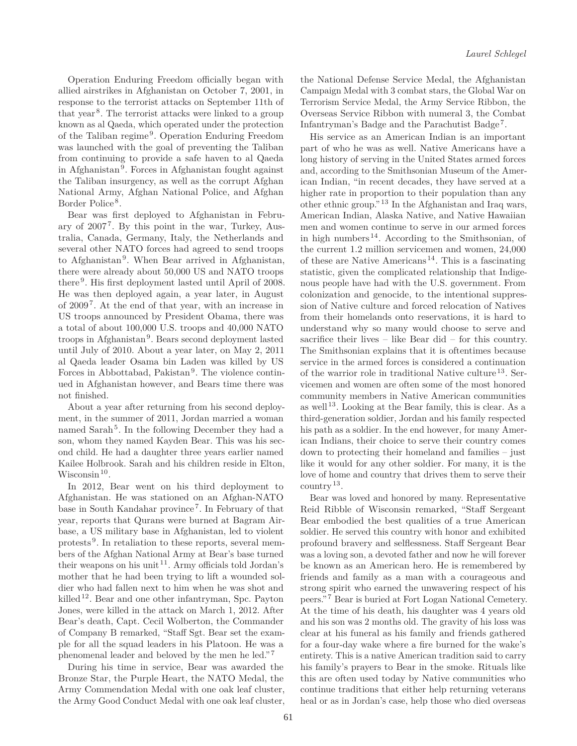Operation Enduring Freedom officially began with allied airstrikes in Afghanistan on October 7, 2001, in response to the terrorist attacks on September 11th of that year[8]. The terrorist attacks were linked to a group known as al Qaeda, which operated under the protection of the Taliban regime[9]. Operation Enduring Freedom was launched with the goal of preventing the Taliban from continuing to provide a safe haven to al Qaeda in Afghanistan[9]. Forces in Afghanistan fought against the Taliban insurgency, as well as the corrupt Afghan National Army, Afghan National Police, and Afghan Border Police[8].

Bear was first deployed to Afghanistan in February of 2007[7]. By this point in the war, Turkey, Australia, Canada, Germany, Italy, the Netherlands and several other NATO forces had agreed to send troops to Afghanistan[9]. When Bear arrived in Afghanistan, there were already about 50,000 US and NATO troops there[9]. His first deployment lasted until April of 2008. He was then deployed again, a year later, in August of 2009[7]. At the end of that year, with an increase in US troops announced by President Obama, there was a total of about 100,000 U.S. troops and 40,000 NATO troops in Afghanistan[9]. Bears second deployment lasted until July of 2010. About a year later, on May 2, 2011 al Qaeda leader Osama bin Laden was killed by US Forces in Abbottabad, Pakistan[9]. The violence continued in Afghanistan however, and Bears time there was not finished.

About a year after returning from his second deployment, in the summer of 2011, Jordan married a woman named Sarah[5]. In the following December they had a son, whom they named Kayden Bear. This was his second child. He had a daughter three years earlier named Kailee Holbrook. Sarah and his children reside in Elton, Wisconsin[10].

In 2012, Bear went on his third deployment to Afghanistan. He was stationed on an Afghan-NATO base in South Kandahar province[7]. In February of that year, reports that Qurans were burned at Bagram Airbase, a US military base in Afghanistan, led to violent protests[9]. In retaliation to these reports, several members of the Afghan National Army at Bear's base turned their weapons on his unit[11]. Army officials told Jordan's mother that he had been trying to lift a wounded soldier who had fallen next to him when he was shot and killed[12]. Bear and one other infantryman, Spc. Payton Jones, were killed in the attack on March 1, 2012. After Bear's death, Capt. Cecil Wolberton, the Commander of Company B remarked, "Staff Sgt. Bear set the example for all the squad leaders in his Platoon. He was a phenomenal leader and beloved by the men he led."[7]

During his time in service, Bear was awarded the Bronze Star, the Purple Heart, the NATO Medal, the Army Commendation Medal with one oak leaf cluster, the Army Good Conduct Medal with one oak leaf cluster, the National Defense Service Medal, the Afghanistan Campaign Medal with 3 combat stars, the Global War on Terrorism Service Medal, the Army Service Ribbon, the Overseas Service Ribbon with numeral 3, the Combat Infantryman's Badge and the Parachutist Badge[7].

His service as an American Indian is an important part of who he was as well. Native Americans have a long history of serving in the United States armed forces and, according to the Smithsonian Museum of the American Indian, "in recent decades, they have served at a higher rate in proportion to their population than any other ethnic group."[13] In the Afghanistan and Iraq wars, American Indian, Alaska Native, and Native Hawaiian men and women continue to serve in our armed forces in high numbers[14]. According to the Smithsonian, of the current 1.2 million servicemen and women, 24,000 of these are Native Americans[14]. This is a fascinating statistic, given the complicated relationship that Indigenous people have had with the U.S. government. From colonization and genocide, to the intentional suppression of Native culture and forced relocation of Natives from their homelands onto reservations, it is hard to understand why so many would choose to serve and sacrifice their lives – like Bear did – for this country. The Smithsonian explains that it is oftentimes because service in the armed forces is considered a continuation of the warrior role in traditional Native culture[13]. Servicemen and women are often some of the most honored community members in Native American communities as well[13]. Looking at the Bear family, this is clear. As a third-generation soldier, Jordan and his family respected his path as a soldier. In the end however, for many American Indians, their choice to serve their country comes down to protecting their homeland and families – just like it would for any other soldier. For many, it is the love of home and country that drives them to serve their country[13].

Bear was loved and honored by many. Representative Reid Ribble of Wisconsin remarked, "Staff Sergeant Bear embodied the best qualities of a true American soldier. He served this country with honor and exhibited profound bravery and selflessness. Staff Sergeant Bear was a loving son, a devoted father and now he will forever be known as an American hero. He is remembered by friends and family as a man with a courageous and strong spirit who earned the unwavering respect of his peers."[7] Bear is buried at Fort Logan National Cemetery. At the time of his death, his daughter was 4 years old and his son was 2 months old. The gravity of his loss was clear at his funeral as his family and friends gathered for a four-day wake where a fire burned for the wake's entirety. This is a native American tradition said to carry his family's prayers to Bear in the smoke. Rituals like this are often used today by Native communities who continue traditions that either help returning veterans heal or as in Jordan's case, help those who died overseas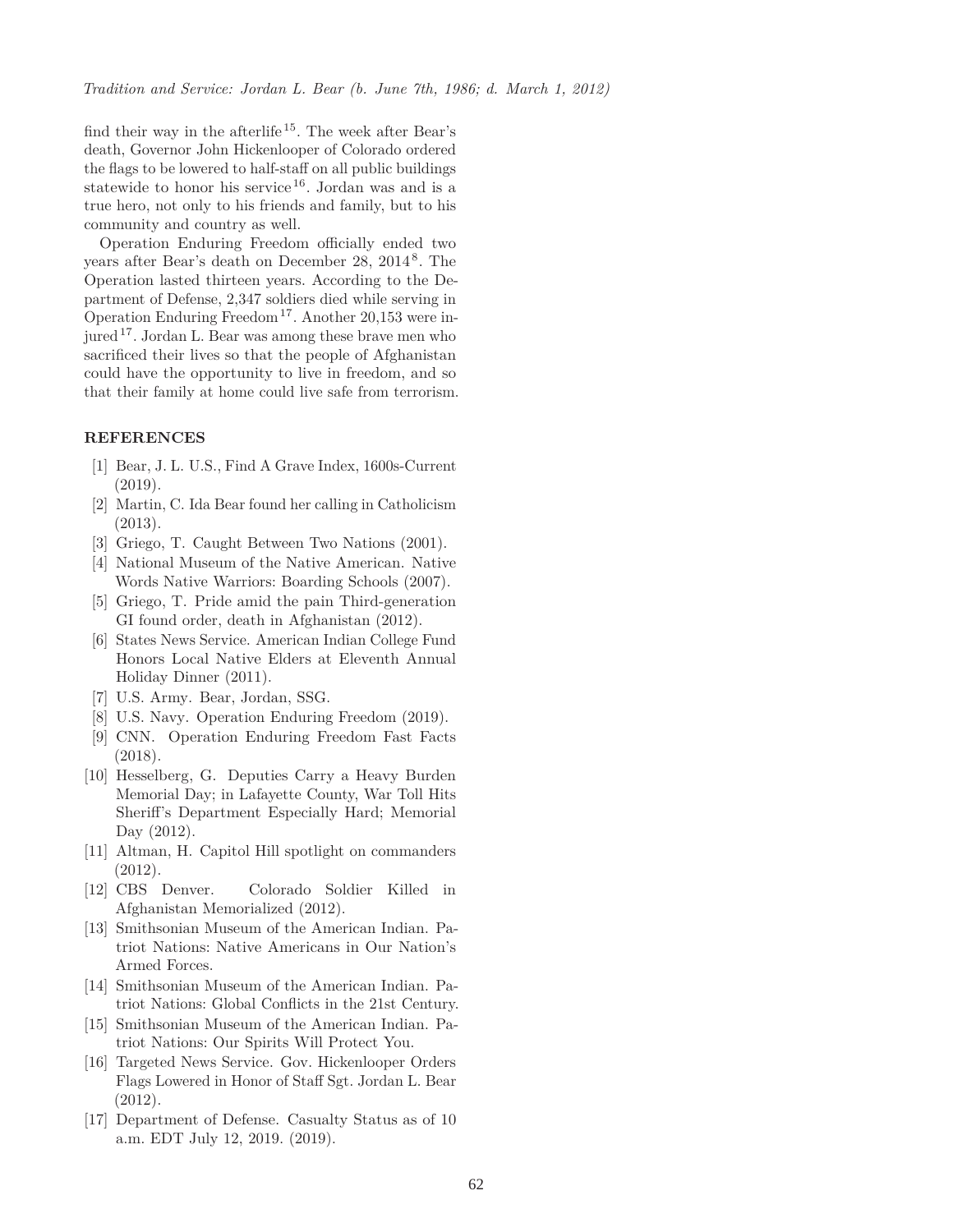find their way in the afterlife[15]. The week after Bear's death, Governor John Hickenlooper of Colorado ordered the flags to be lowered to half-staff on all public buildings statewide to honor his service[16]. Jordan was and is a true hero, not only to his friends and family, but to his community and country as well.

Operation Enduring Freedom officially ended two years after Bear's death on December 28, 2014[8]. The Operation lasted thirteen years. According to the Department of Defense, 2,347 soldiers died while serving in Operation Enduring Freedom[17]. Another 20,153 were injured[17]. Jordan L. Bear was among these brave men who sacrificed their lives so that the people of Afghanistan could have the opportunity to live in freedom, and so that their family at home could live safe from terrorism.

## REFERENCES

[1] Bear, J. L. U.S., Find A Grave Index, 1600s-Current (2019).

[2] Martin, C. Ida Bear found her calling in Catholicism (2013).

[3] Griego, T. Caught Between Two Nations (2001).

[4] National Museum of the Native American. Native Words Native Warriors: Boarding Schools (2007).

[5] Griego, T. Pride amid the pain Third-generation GI found order, death in Afghanistan (2012).

[6] States News Service. American Indian College Fund Honors Local Native Elders at Eleventh Annual Holiday Dinner (2011).

[7] U.S. Army. Bear, Jordan, SSG.

[8] U.S. Navy. Operation Enduring Freedom (2019).

[9] CNN. Operation Enduring Freedom Fast Facts (2018).

[10] Hesselberg, G. Deputies Carry a Heavy Burden Memorial Day; in Lafayette County, War Toll Hits Sheriff's Department Especially Hard; Memorial Day (2012).

[11] Altman, H. Capitol Hill spotlight on commanders (2012).

[12] CBS Denver. Colorado Soldier Killed in Afghanistan Memorialized (2012).

[13] Smithsonian Museum of the American Indian. Patriot Nations: Native Americans in Our Nation's Armed Forces.

[14] Smithsonian Museum of the American Indian. Patriot Nations: Global Conflicts in the 21st Century.

[15] Smithsonian Museum of the American Indian. Patriot Nations: Our Spirits Will Protect You.

[16] Targeted News Service. Gov. Hickenlooper Orders Flags Lowered in Honor of Staff Sgt. Jordan L. Bear (2012).

[17] Department of Defense. Casualty Status as of 10 a.m. EDT July 12, 2019. (2019).